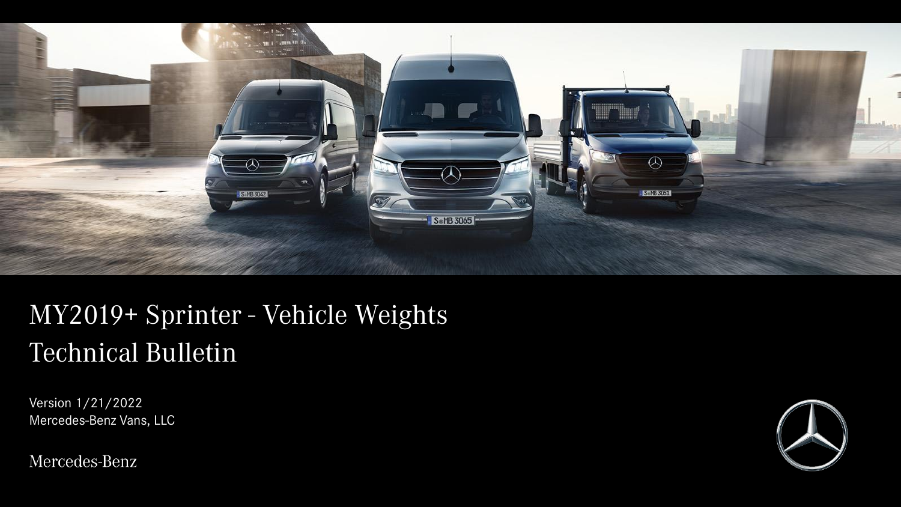# MY2019+ Sprinter - Vehicle Weights Technical Bulletin

Version 1/21/2022

Mercedes-Benz Vans, LLC

Mercedes-Benz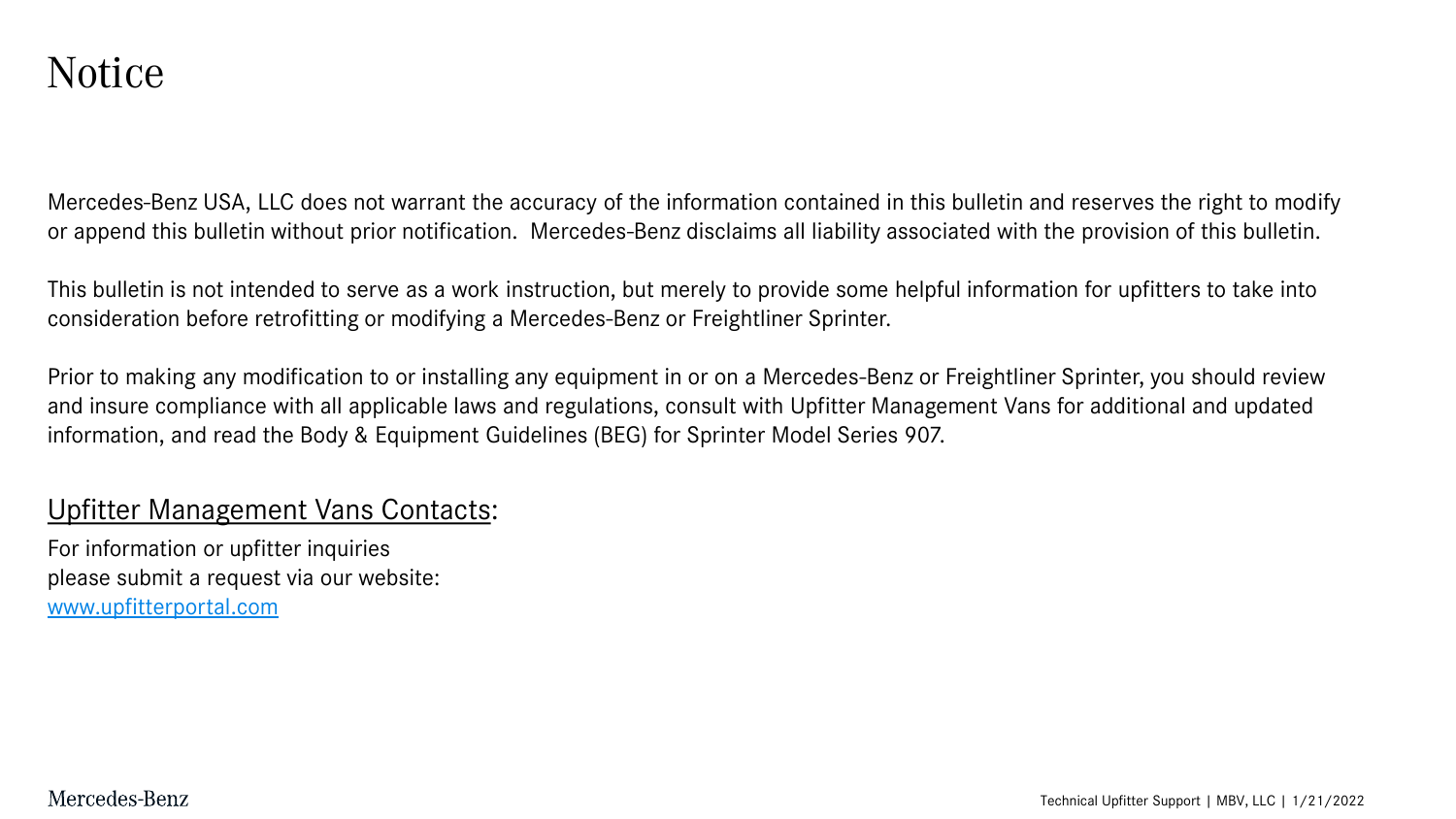# Notice

Mercedes-Benz USA, LLC does not warrant the accuracy of the information contained in this bulletin and reserves the right to modify or append this bulletin without prior notification. Mercedes-Benz disclaims all liability associated with the provision of this bulletin.

This bulletin is not intended to serve as a work instruction, but merely to provide some helpful information for upfitters to take into consideration before retrofitting or modifying a Mercedes-Benz or Freightliner Sprinter.

Prior to making any modification to or installing any equipment in or on a Mercedes-Benz or Freightliner Sprinter, you should review and insure compliance with all applicable laws and regulations, consult with Upfitter Management Vans for additional and updated information, and read the Body & Equipment Guidelines (BEG) for Sprinter Model Series 907.

Upfitter Management Vans Contacts:

For information or upfitter inquiries
please submit a request via our website:
[www.upfitterportal.com](http://www.upfitterportal.com)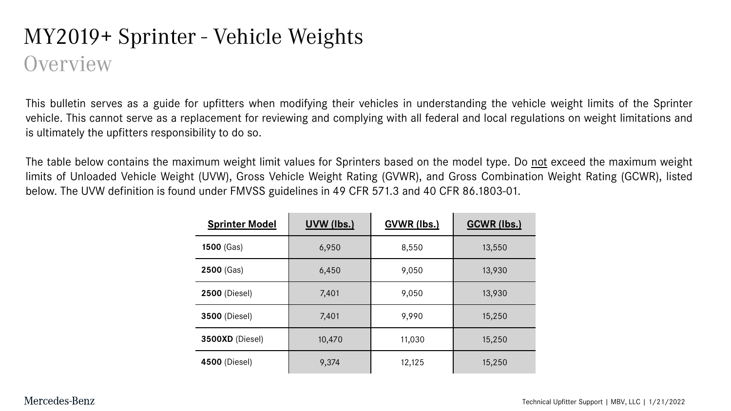# MY2019+ Sprinter - Vehicle Weights

## Overview

This bulletin serves as a guide for upfitters when modifying their vehicles in understanding the vehicle weight limits of the Sprinter vehicle. This cannot serve as a replacement for reviewing and complying with all federal and local regulations on weight limitations and is ultimately the upfitters responsibility to do so.

The table below contains the maximum weight limit values for Sprinters based on the model type. Do not exceed the maximum weight limits of Unloaded Vehicle Weight (UVW), Gross Vehicle Weight Rating (GVWR), and Gross Combination Weight Rating (GCWR), listed below. The UVW definition is found under FMVSS guidelines in 49 CFR 571.3 and 40 CFR 86.1803-01.

| Sprinter Model | UVW (lbs.) | GVWR (lbs.) | GCWR (lbs.) |
|---|---|---|---|
| **1500** (Gas) | 6,950 | 8,550 | 13,550 |
| **2500** (Gas) | 6,450 | 9,050 | 13,930 |
| **2500** (Diesel) | 7,401 | 9,050 | 13,930 |
| **3500** (Diesel) | 7,401 | 9,990 | 15,250 |
| **3500XD** (Diesel) | 10,470 | 11,030 | 15,250 |
| **4500** (Diesel) | 9,374 | 12,125 | 15,250 |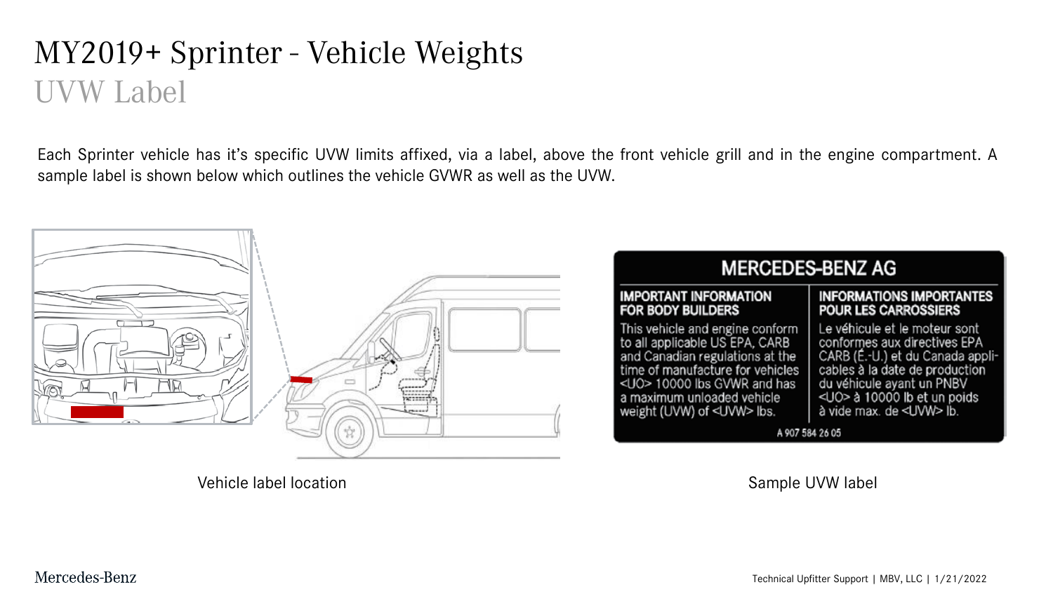# MY2019+ Sprinter - Vehicle Weights

## UVW Label

Each Sprinter vehicle has it's specific UVW limits affixed, via a label, above the front vehicle grill and in the engine compartment. A sample label is shown below which outlines the vehicle GVWR as well as the UVW.

**MERCEDES-BENZ AG**

| IMPORTANT INFORMATION FOR BODY BUILDERS | INFORMATIONS IMPORTANTES POUR LES CARROSSIERS |
| --- | --- |
| This vehicle and engine conform to all applicable US EPA, CARB and Canadian regulations at the time of manufacture for vehicles <UO> 10000 lbs GVWR and has a maximum unloaded vehicle weight (UVW) of <UVW> lbs. | Le véhicule et le moteur sont conformes aux directives EPA CARB (É.-U.) et du Canada applicables à la date de production du véhicule ayant un PNBV <UO> à 10000 lb et un poids à vide max. de <UVW> lb. |

A 907 584 26 05

Vehicle label location

Sample UVW label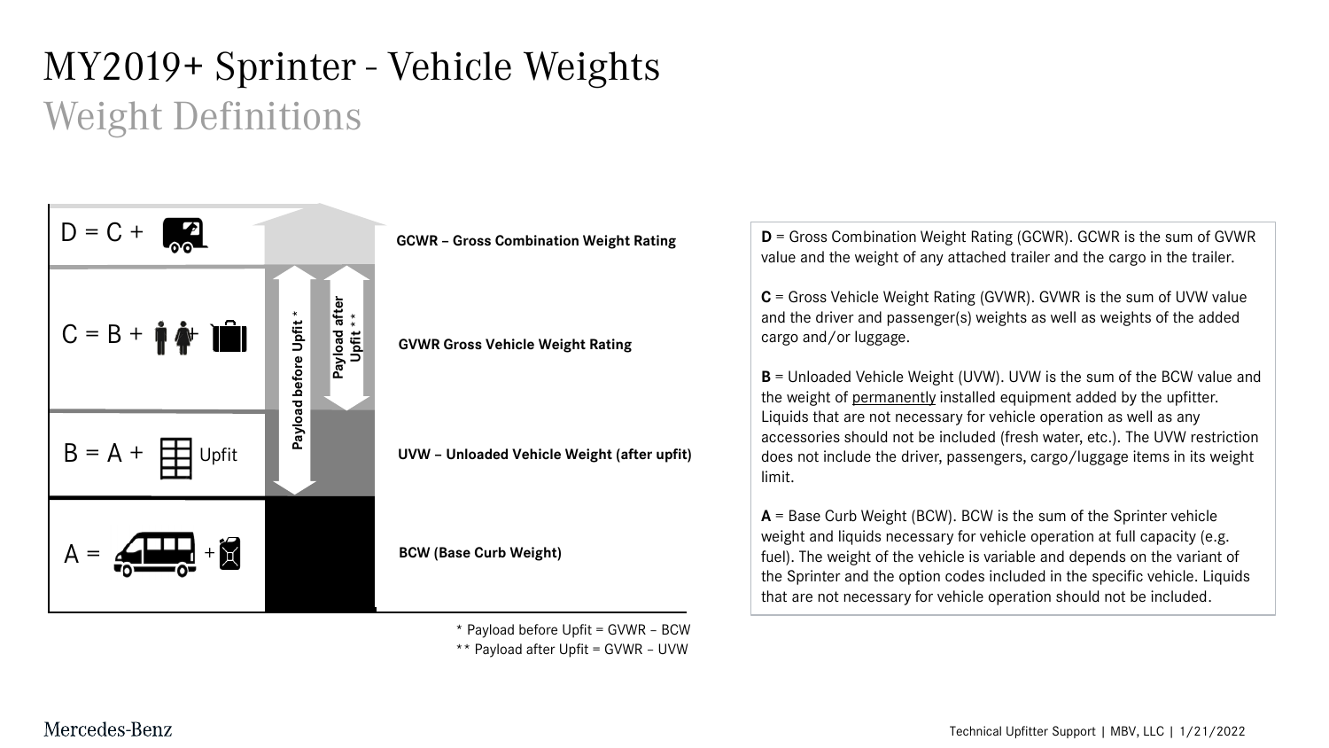# MY2019+ Sprinter - Vehicle Weights

## Weight Definitions

D = C + [trailer]

C = B + [driver, passenger, luggage]

B = A + [Upfit] Upfit

A = [vehicle] + [fuel]

Payload before Upfit *

Payload after Upfit **

**GCWR – Gross Combination Weight Rating**

**GVWR Gross Vehicle Weight Rating**

**UVW – Unloaded Vehicle Weight (after upfit)**

**BCW (Base Curb Weight)**

\* Payload before Upfit = GVWR – BCW

\*\* Payload after Upfit = GVWR – UVW

**D** = Gross Combination Weight Rating (GCWR). GCWR is the sum of GVWR value and the weight of any attached trailer and the cargo in the trailer.

**C** = Gross Vehicle Weight Rating (GVWR). GVWR is the sum of UVW value and the driver and passenger(s) weights as well as weights of the added cargo and/or luggage.

**B** = Unloaded Vehicle Weight (UVW). UVW is the sum of the BCW value and the weight of permanently installed equipment added by the upfitter. Liquids that are not necessary for vehicle operation as well as any accessories should not be included (fresh water, etc.). The UVW restriction does not include the driver, passengers, cargo/luggage items in its weight limit.

**A** = Base Curb Weight (BCW). BCW is the sum of the Sprinter vehicle weight and liquids necessary for vehicle operation at full capacity (e.g. fuel). The weight of the vehicle is variable and depends on the variant of the Sprinter and the option codes included in the specific vehicle. Liquids that are not necessary for vehicle operation should not be included.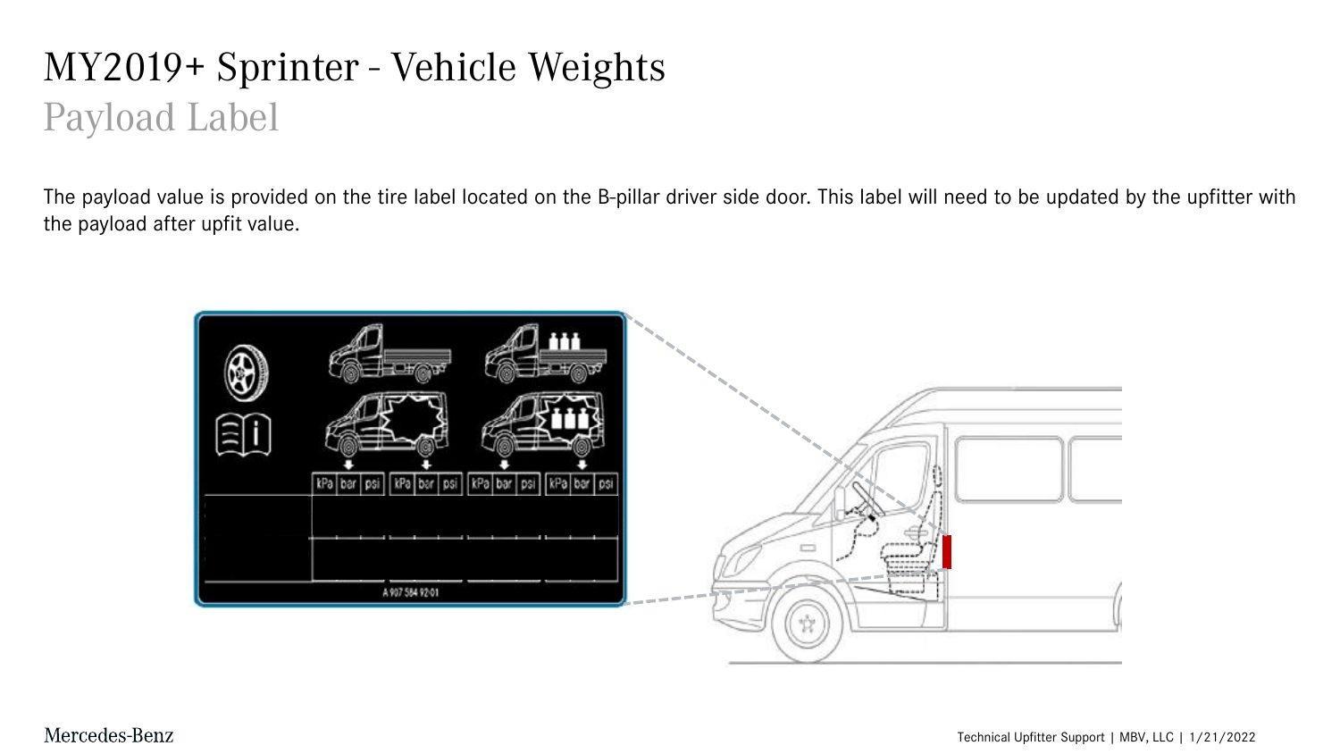# MY2019+ Sprinter - Vehicle Weights

## Payload Label

The payload value is provided on the tire label located on the B-pillar driver side door. This label will need to be updated by the upfitter with the payload after upfit value.